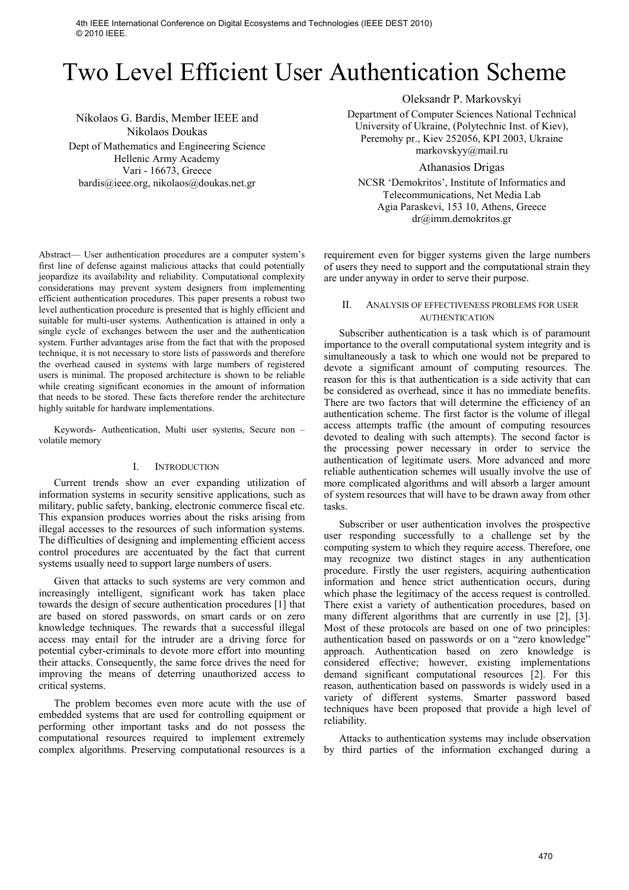4th IEEE International Conference on Digital Ecosystems and Technologies (IEEE DEST 2010)
© 2010 IEEE.

# Two Level Efficient User Authentication Scheme

Nikolaos G. Bardis, Member IEEE and Nikolaos Doukas
Dept of Mathematics and Engineering Science
Hellenic Army Academy
Vari - 16673, Greece
bardis@ieee.org, nikolaos@doukas.net.gr

Oleksandr P. Markovskyi
Department of Computer Sciences National Technical University of Ukraine, (Polytechnic Inst. of Kiev), Peremohy pr., Kiev 252056, KPI 2003, Ukraine
markovskyy@mail.ru

Athanasios Drigas
NCSR 'Demokritos', Institute of Informatics and Telecommunications, Net Media Lab
Agia Paraskevi, 153 10, Athens, Greece
dr@imm.demokritos.gr

*Abstract*— User authentication procedures are a computer system's first line of defense against malicious attacks that could potentially jeopardize its availability and reliability. Computational complexity considerations may prevent system designers from implementing efficient authentication procedures. This paper presents a robust two level authentication procedure is presented that is highly efficient and suitable for multi-user systems. Authentication is attained in only a single cycle of exchanges between the user and the authentication system. Further advantages arise from the fact that with the proposed technique, it is not necessary to store lists of passwords and therefore the overhead caused in systems with large numbers of registered users is minimal. The proposed architecture is shown to be reliable while creating significant economies in the amount of information that needs to be stored. These facts therefore render the architecture highly suitable for hardware implementations.

*Keywords- Authentication, Multi user systems, Secure non – volatile memory*

## I. Introduction

Current trends show an ever expanding utilization of information systems in security sensitive applications, such as military, public safety, banking, electronic commerce fiscal etc. This expansion produces worries about the risks arising from illegal accesses to the resources of such information systems. The difficulties of designing and implementing efficient access control procedures are accentuated by the fact that current systems usually need to support large numbers of users.

Given that attacks to such systems are very common and increasingly intelligent, significant work has taken place towards the design of secure authentication procedures [1] that are based on stored passwords, on smart cards or on zero knowledge techniques. The rewards that a successful illegal access may entail for the intruder are a driving force for potential cyber-criminals to devote more effort into mounting their attacks. Consequently, the same force drives the need for improving the means of deterring unauthorized access to critical systems.

The problem becomes even more acute with the use of embedded systems that are used for controlling equipment or performing other important tasks and do not possess the computational resources required to implement extremely complex algorithms. Preserving computational resources is a requirement even for bigger systems given the large numbers of users they need to support and the computational strain they are under anyway in order to serve their purpose.

## II. Analysis of effectiveness problems for user authentication

Subscriber authentication is a task which is of paramount importance to the overall computational system integrity and is simultaneously a task to which one would not be prepared to devote a significant amount of computing resources. The reason for this is that authentication is a side activity that can be considered as overhead, since it has no immediate benefits. There are two factors that will determine the efficiency of an authentication scheme. The first factor is the volume of illegal access attempts traffic (the amount of computing resources devoted to dealing with such attempts). The second factor is the processing power necessary in order to service the authentication of legitimate users. More advanced and more reliable authentication schemes will usually involve the use of more complicated algorithms and will absorb a larger amount of system resources that will have to be drawn away from other tasks.

Subscriber or user authentication involves the prospective user responding successfully to a challenge set by the computing system to which they require access. Therefore, one may recognize two distinct stages in any authentication procedure. Firstly the user registers, acquiring authentication information and hence strict authentication occurs, during which phase the legitimacy of the access request is controlled. There exist a variety of authentication procedures, based on many different algorithms that are currently in use [2], [3]. Most of these protocols are based on one of two principles: authentication based on passwords or on a "zero knowledge" approach. Authentication based on zero knowledge is considered effective; however, existing implementations demand significant computational resources [2]. For this reason, authentication based on passwords is widely used in a variety of different systems. Smarter password based techniques have been proposed that provide a high level of reliability.

Attacks to authentication systems may include observation by third parties of the information exchanged during a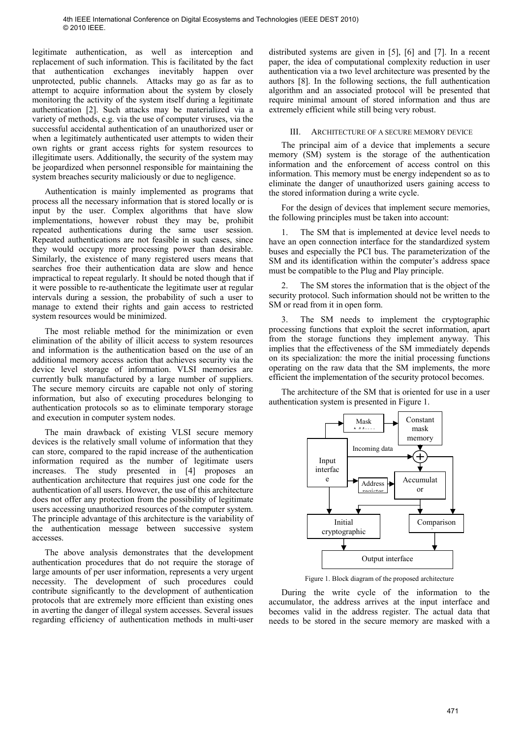legitimate authentication, as well as interception and replacement of such information. This is facilitated by the fact that authentication exchanges inevitably happen over unprotected, public channels. Attacks may go as far as to attempt to acquire information about the system by closely monitoring the activity of the system itself during a legitimate authentication [2]. Such attacks may be materialized via a variety of methods, e.g. via the use of computer viruses, via the successful accidental authentication of an unauthorized user or when a legitimately authenticated user attempts to widen their own rights or grant access rights for system resources to illegitimate users. Additionally, the security of the system may be jeopardized when personnel responsible for maintaining the system breaches security maliciously or due to negligence.

Authentication is mainly implemented as programs that process all the necessary information that is stored locally or is input by the user. Complex algorithms that have slow implementations, however robust they may be, prohibit repeated authentications during the same user session. Repeated authentications are not feasible in such cases, since they would occupy more processing power than desirable. Similarly, the existence of many registered users means that searches froe their authentication data are slow and hence impractical to repeat regularly. It should be noted though that if it were possible to re-authenticate the legitimate user at regular intervals during a session, the probability of such a user to manage to extend their rights and gain access to restricted system resources would be minimized.

The most reliable method for the minimization or even elimination of the ability of illicit access to system resources and information is the authentication based on the use of an additional memory access action that achieves security via the device level storage of information. VLSI memories are currently bulk manufactured by a large number of suppliers. The secure memory circuits are capable not only of storing information, but also of executing procedures belonging to authentication protocols so as to eliminate temporary storage and execution in computer system nodes.

The main drawback of existing VLSI secure memory devices is the relatively small volume of information that they can store, compared to the rapid increase of the authentication information required as the number of legitimate users increases. The study presented in [4] proposes an authentication architecture that requires just one code for the authentication of all users. However, the use of this architecture does not offer any protection from the possibility of legitimate users accessing unauthorized resources of the computer system. The principle advantage of this architecture is the variability of the authentication message between successive system accesses.

The above analysis demonstrates that the development authentication procedures that do not require the storage of large amounts of per user information, represents a very urgent necessity. The development of such procedures could contribute significantly to the development of authentication protocols that are extremely more efficient than existing ones in averting the danger of illegal system accesses. Several issues regarding efficiency of authentication methods in multi-user distributed systems are given in [5], [6] and [7]. In a recent paper, the idea of computational complexity reduction in user authentication via a two level architecture was presented by the authors [8]. In the following sections, the full authentication algorithm and an associated protocol will be presented that require minimal amount of stored information and thus are extremely efficient while still being very robust.

## III. Architecture of a Secure Memory Device

The principal aim of a device that implements a secure memory (SM) system is the storage of the authentication information and the enforcement of access control on this information. This memory must be energy independent so as to eliminate the danger of unauthorized users gaining access to the stored information during a write cycle.

For the design of devices that implement secure memories, the following principles must be taken into account:

1. The SM that is implemented at device level needs to have an open connection interface for the standardized system buses and especially the PCI bus. The parameterization of the SM and its identification within the computer's address space must be compatible to the Plug and Play principle.

2. The SM stores the information that is the object of the security protocol. Such information should not be written to the SM or read from it in open form.

3. The SM needs to implement the cryptographic processing functions that exploit the secret information, apart from the storage functions they implement anyway. This implies that the effectiveness of the SM immediately depends on its specialization: the more the initial processing functions operating on the raw data that the SM implements, the more efficient the implementation of the security protocol becomes.

The architecture of the SM that is oriented for use in a user authentication system is presented in Figure 1.

Figure 1. Block diagram of the proposed architecture

During the write cycle of the information to the accumulator, the address arrives at the input interface and becomes valid in the address register. The actual data that needs to be stored in the secure memory are masked with a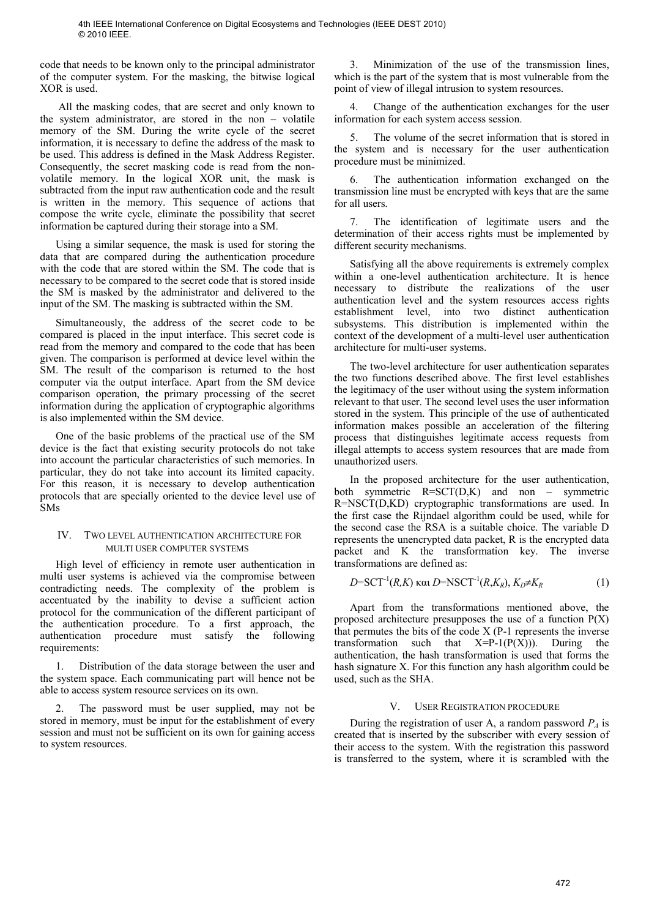code that needs to be known only to the principal administrator of the computer system. For the masking, the bitwise logical XOR is used.

All the masking codes, that are secret and only known to the system administrator, are stored in the non – volatile memory of the SM. During the write cycle of the secret information, it is necessary to define the address of the mask to be used. This address is defined in the Mask Address Register. Consequently, the secret masking code is read from the non-volatile memory. In the logical XOR unit, the mask is subtracted from the input raw authentication code and the result is written in the memory. This sequence of actions that compose the write cycle, eliminate the possibility that secret information be captured during their storage into a SM.

Using a similar sequence, the mask is used for storing the data that are compared during the authentication procedure with the code that are stored within the SM. The code that is necessary to be compared to the secret code that is stored inside the SM is masked by the administrator and delivered to the input of the SM. The masking is subtracted within the SM.

Simultaneously, the address of the secret code to be compared is placed in the input interface. This secret code is read from the memory and compared to the code that has been given. The comparison is performed at device level within the SM. The result of the comparison is returned to the host computer via the output interface. Apart from the SM device comparison operation, the primary processing of the secret information during the application of cryptographic algorithms is also implemented within the SM device.

One of the basic problems of the practical use of the SM device is the fact that existing security protocols do not take into account the particular characteristics of such memories. In particular, they do not take into account its limited capacity. For this reason, it is necessary to develop authentication protocols that are specially oriented to the device level use of SMs

## IV. Two level authentication architecture for multi user computer systems

High level of efficiency in remote user authentication in multi user systems is achieved via the compromise between contradicting needs. The complexity of the problem is accentuated by the inability to devise a sufficient action protocol for the communication of the different participant of the authentication procedure. To a first approach, the authentication procedure must satisfy the following requirements:

1. Distribution of the data storage between the user and the system space. Each communicating part will hence not be able to access system resource services on its own.

2. The password must be user supplied, may not be stored in memory, must be input for the establishment of every session and must not be sufficient on its own for gaining access to system resources.

3. Minimization of the use of the transmission lines, which is the part of the system that is most vulnerable from the point of view of illegal intrusion to system resources.

4. Change of the authentication exchanges for the user information for each system access session.

5. The volume of the secret information that is stored in the system and is necessary for the user authentication procedure must be minimized.

6. The authentication information exchanged on the transmission line must be encrypted with keys that are the same for all users.

7. The identification of legitimate users and the determination of their access rights must be implemented by different security mechanisms.

Satisfying all the above requirements is extremely complex within a one-level authentication architecture. It is hence necessary to distribute the realizations of the user authentication level and the system resources access rights establishment level, into two distinct authentication subsystems. This distribution is implemented within the context of the development of a multi-level user authentication architecture for multi-user systems.

The two-level architecture for user authentication separates the two functions described above. The first level establishes the legitimacy of the user without using the system information relevant to that user. The second level uses the user information stored in the system. This principle of the use of authenticated information makes possible an acceleration of the filtering process that distinguishes legitimate access requests from illegal attempts to access system resources that are made from unauthorized users.

In the proposed architecture for the user authentication, both symmetric R=SCT(D,K) and non – symmetric R=NSCT(D,KD) cryptographic transformations are used. In the first case the Rijndael algorithm could be used, while for the second case the RSA is a suitable choice. The variable D represents the unencrypted data packet, R is the encrypted data packet and K the transformation key. The inverse transformations are defined as:

$$D=\mathrm{SCT}^{-1}(R,K) \text{ και } D=\mathrm{NSCT}^{-1}(R,K_R),\ K_D\neq K_R \quad (1)$$

Apart from the transformations mentioned above, the proposed architecture presupposes the use of a function P(X) that permutes the bits of the code X (P-1 represents the inverse transformation such that X=P-1(P(X))). During the authentication, the hash transformation is used that forms the hash signature X. For this function any hash algorithm could be used, such as the SHA.

## V. User Registration procedure

During the registration of user A, a random password $P_A$ is created that is inserted by the subscriber with every session of their access to the system. With the registration this password is transferred to the system, where it is scrambled with the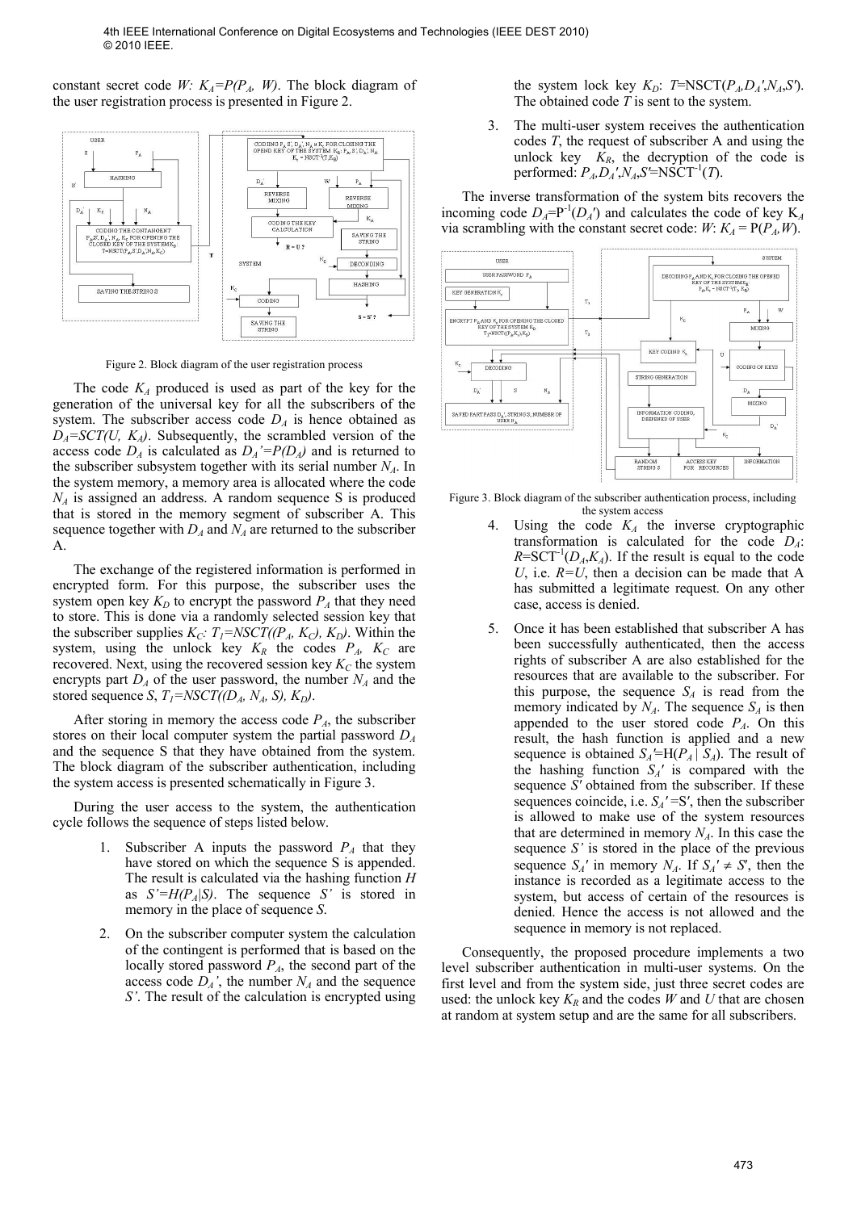constant secret code $W$: $K_A=P(P_A, W)$. The block diagram of the user registration process is presented in Figure 2.

Figure 2. Block diagram of the user registration process

The code $K_A$ produced is used as part of the key for the generation of the universal key for all the subscribers of the system. The subscriber access code $D_A$ is hence obtained as $D_A=SCT(U, K_A)$. Subsequently, the scrambled version of the access code $D_A$ is calculated as $D_A'=P(D_A)$ and is returned to the subscriber subsystem together with its serial number $N_A$. In the system memory, a memory area is allocated where the code $N_A$ is assigned an address. A random sequence S is produced that is stored in the memory segment of subscriber A. This sequence together with $D_A$ and $N_A$ are returned to the subscriber A.

The exchange of the registered information is performed in encrypted form. For this purpose, the subscriber uses the system open key $K_D$ to encrypt the password $P_A$ that they need to store. This is done via a randomly selected session key that the subscriber supplies $K_C$: $T_1=NSCT((P_A, K_C), K_D)$. Within the system, using the unlock key $K_R$ the codes $P_A$, $K_C$ are recovered. Next, using the recovered session key $K_C$ the system encrypts part $D_A$ of the user password, the number $N_A$ and the stored sequence $S$, $T_1=NSCT((D_A, N_A, S), K_D)$.

After storing in memory the access code $P_A$, the subscriber stores on their local computer system the partial password $D_A$ and the sequence S that they have obtained from the system. The block diagram of the subscriber authentication, including the system access is presented schematically in Figure 3.

During the user access to the system, the authentication cycle follows the sequence of steps listed below.

1. Subscriber A inputs the password $P_A$ that they have stored on which the sequence S is appended. The result is calculated via the hashing function $H$ as $S'=H(P_A|S)$. The sequence $S'$ is stored in memory in the place of sequence $S$.

2. On the subscriber computer system the calculation of the contingent is performed that is based on the locally stored password $P_A$, the second part of the access code $D_A'$, the number $N_A$ and the sequence $S'$. The result of the calculation is encrypted using the system lock key $K_D$: $T$=NSCT($P_A$,$D_A'$,$N_A$,$S'$). The obtained code $T$ is sent to the system.

3. The multi-user system receives the authentication codes $T$, the request of subscriber A and using the unlock key $K_R$, the decryption of the code is performed: $P_A$,$D_A'$,$N_A$,$S'$=NSCT$^{-1}$($T$).

The inverse transformation of the system bits recovers the incoming code $D_A$=P$^{-1}$($D_A'$) and calculates the code of key $K_A$ via scrambling with the constant secret code: $W$: $K_A$ = P($P_A$,$W$).

Figure 3. Block diagram of the subscriber authentication process, including the system access

4. Using the code $K_A$ the inverse cryptographic transformation is calculated for the code $D_A$: $R$=SCT$^{-1}$($D_A$,$K_A$). If the result is equal to the code $U$, i.e. $R=U$, then a decision can be made that A has submitted a legitimate request. On any other case, access is denied.

5. Once it has been established that subscriber A has been successfully authenticated, then the access rights of subscriber A are also established for the resources that are available to the subscriber. For this purpose, the sequence $S_A$ is read from the memory indicated by $N_A$. The sequence $S_A$ is then appended to the user stored code $P_A$. On this result, the hash function is applied and a new sequence is obtained $S_A'$=H($P_A$ | $S_A$). The result of the hashing function $S_A'$ is compared with the sequence $S'$ obtained from the subscriber. If these sequences coincide, i.e. $S_A'$ =S', then the subscriber is allowed to make use of the system resources that are determined in memory $N_A$. In this case the sequence $S'$ is stored in the place of the previous sequence $S_A'$ in memory $N_A$. If $S_A' \neq S'$, then the instance is recorded as a legitimate access to the system, but access of certain of the resources is denied. Hence the access is not allowed and the sequence in memory is not replaced.

Consequently, the proposed procedure implements a two level subscriber authentication in multi-user systems. On the first level and from the system side, just three secret codes are used: the unlock key $K_R$ and the codes $W$ and $U$ that are chosen at random at system setup and are the same for all subscribers.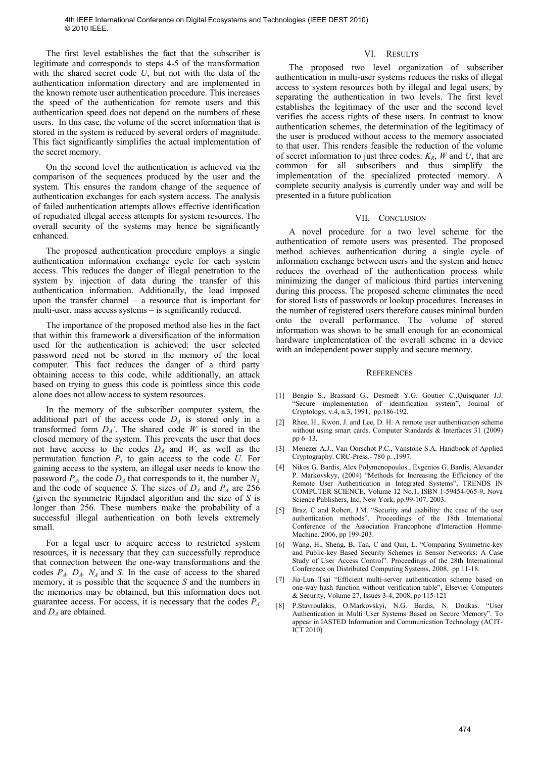The first level establishes the fact that the subscriber is legitimate and corresponds to steps 4-5 of the transformation with the shared secret code $U$, but not with the data of the authentication information directory and are implemented in the known remote user authentication procedure. This increases the speed of the authentication for remote users and this authentication speed does not depend on the numbers of these users. In this case, the volume of the secret information that is stored in the system is reduced by several orders of magnitude. This fact significantly simplifies the actual implementation of the secret memory.

On the second level the authentication is achieved via the comparison of the sequences produced by the user and the system. This ensures the random change of the sequence of authentication exchanges for each system access. The analysis of failed authentication attempts allows effective identification of repudiated illegal access attempts for system resources. The overall security of the systems may hence be significantly enhanced.

The proposed authentication procedure employs a single authentication information exchange cycle for each system access. This reduces the danger of illegal penetration to the system by injection of data during the transfer of this authentication information. Additionally, the load imposed upon the transfer channel – a resource that is important for multi-user, mass access systems – is significantly reduced.

The importance of the proposed method also lies in the fact that within this framework a diversification of the information used for the authentication is achieved: the user selected password need not be stored in the memory of the local computer. This fact reduces the danger of a third party obtaining access to this code, while additionally, an attack based on trying to guess this code is pointless since this code alone does not allow access to system resources.

In the memory of the subscriber computer system, the additional part of the access code $D_A$ is stored only in a transformed form $D_A'$. The shared code $W$ is stored in the closed memory of the system. This prevents the user that does not have access to the codes $D_A$ and $W$, as well as the permutation function $P$, to gain access to the code $U$. For gaining access to the system, an illegal user needs to know the password $P_A$, the code $D_A$ that corresponds to it, the number $N_A$ and the code of sequence $S$. The sizes of $D_A$ and $P_A$ are 256 (given the symmetric Rijndael algorithm and the size of $S$ is longer than 256. These numbers make the probability of a successful illegal authentication on both levels extremely small.

For a legal user to acquire access to restricted system resources, it is necessary that they can successfully reproduce that connection between the one-way transformations and the codes $P_A$, $D_A$, $N_A$ and $S$. In the case of access to the shared memory, it is possible that the sequence $S$ and the numbers in the memories may be obtained, but this information does not guarantee access. For access, it is necessary that the codes $P_A$ and $D_A$ are obtained.

## VI. Results

The proposed two level organization of subscriber authentication in multi-user systems reduces the risks of illegal access to system resources both by illegal and legal users, by separating the authentication in two levels. The first level establishes the legitimacy of the user and the second level verifies the access rights of these users. In contrast to know authentication schemes, the determination of the legitimacy of the user is produced without access to the memory associated to that user. This renders feasible the reduction of the volume of secret information to just three codes: $K_R$, $W$ and $U$, that are common for all subscribers and thus simplify the implementation of the specialized protected memory. A complete security analysis is currently under way and will be presented in a future publication

## VII. Conclusion

A novel procedure for a two level scheme for the authentication of remote users was presented. The proposed method achieves authentication during a single cycle of information exchange between users and the system and hence reduces the overhead of the authentication process while minimizing the danger of malicious third parties intervening during this process. The proposed scheme eliminates the need for stored lists of passwords or lookup procedures. Increases in the number of registered users therefore causes minimal burden onto the overall performance. The volume of stored information was shown to be small enough for an economical hardware implementation of the overall scheme in a device with an independent power supply and secure memory.

## References

[1] Bengio S., Brassard G., Desmedt Y.G. Goutier C.,Quisquater J.J. "Secure implementation of identification system", Journal of Cryptology, v.4, n.3, 1991, pp.186-192.

[2] Rhee, H., Kwon, J. and Lee, D. H. A remote user authentication scheme without using smart cards. Computer Standards & Interfaces 31 (2009) pp 6–13.

[3] Menezer A.J., Van Oorschot P.C., Vanstone S.A. Handbook of Applied Cryptography. CRC-Press.- 780 p. ,1997.

[4] Nikos G. Bardis, Alex Polymenopoulos., Evgenios G. Bardis, Alexander P. Markovskyy, (2004) "Methods for Increasing the Efficiency of the Remote User Authentication in Integrated Systems", TRENDS IN COMPUTER SCIENCE, Volume 12 No.1, ISBN 1-59454-065-9, Nova Science Publishers, Inc, New York, pp.99-107, 2003.

[5] Braz, C and Robert, J.M. "Security and usability: the case of the user authentication methods". Proceedings of the 18th International Conference of the Association Francophone d'Interaction Homme-Machine. 2006, pp 199-203.

[6] Wang, H., Sheng, B, Tan, C and Qun, L. "Comparing Symmetric-key and Public-key Based Security Schemes in Sensor Networks: A Case Study of User Access Control". Proceedings of the 28th International Conference on Distributed Computing Systems, 2008, pp 11-18.

[7] Jia-Lun Tsai "Efficient multi-server authentication scheme based on one-way hash function without verification table", Elsevier Computers & Security, Volume 27, Issues 3-4, 2008, pp 115-121

[8] P.Stavroulakis, O.Markovskyi, N.G. Bardis, N. Doukas. "User Authentication in Multi User Systems Based on Secure Memory". To appear in IASTED Information and Communication Technology (ACIT-ICT 2010)